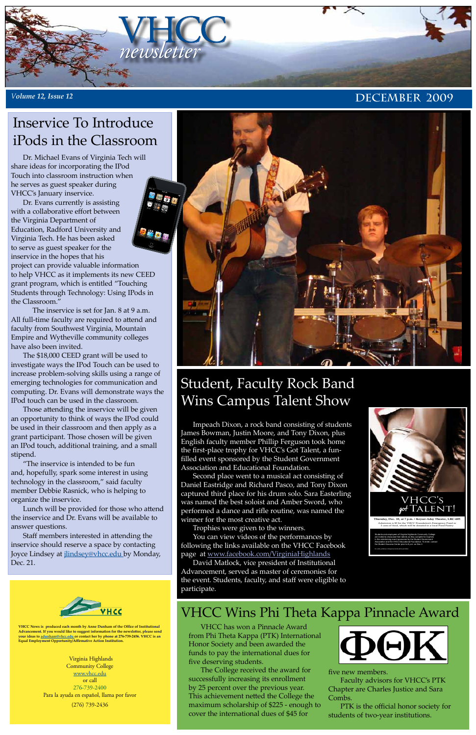# VHCC newsletter

*Volume 12, Issue 12* — DECEMBER 2009

## Inservice To Introduce iPods in the Classroom

Dr. Michael Evans of Virginia Tech will share ideas for incorporating the IPod Touch into classroom instruction when he serves as guest speaker during VHCC's January inservice.

Dr. Evans currently is assisting with a collaborative effort between the Virginia Department of Education, Radford University and Virginia Tech. He has been asked to serve as guest speaker for the inservice in the hopes that his project can provide valuable information to help VHCC as it implements its new CEED grant program, which is entitled "Touching Students through Technology: Using IPods in the Classroom."

The inservice is set for Jan. 8 at 9 a.m. All full-time faculty are required to attend and faculty from Southwest Virginia, Mountain Empire and Wytheville community colleges have also been invited.

The $18,000 CEED grant will be used to investigate ways the IPod Touch can be used to increase problem-solving skills using a range of emerging technologies for communication and computing. Dr. Evans will demonstrate ways the IPod touch can be used in the classroom.

Those attending the inservice will be given an opportunity to think of ways the IPod could be used in their classroom and then apply as a grant participant. Those chosen will be given an IPod touch, additional training, and a small stipend.

"The inservice is intended to be fun and, hopefully, spark some interest in using technology in the classroom," said faculty member Debbie Rasnick, who is helping to organize the inservice.

Lunch will be provided for those who attend the inservice and Dr. Evans will be available to answer questions.

Staff members interested in attending the inservice should reserve a space by contacting Joyce Lindsey at jlindsey@vhcc.edu by Monday, Dec. 21.

## Student, Faculty Rock Band Wins Campus Talent Show

Impeach Dixon, a rock band consisting of students James Bowman, Justin Moore, and Tony Dixon, plus English faculty member Phillip Ferguson took home the first-place trophy for VHCC's Got Talent, a fun-filled event sponsored by the Student Government Association and Educational Foundation.

Second place went to a musical act consisting of Daniel Eastridge and Richard Pasco, and Tony Dixon captured third place for his drum solo. Sara Easterling was named the best soloist and Amber Sword, who performed a dance and rifle routine, was named the winner for the most creative act.

Trophies were given to the winners.

You can view videos of the performances by following the links available on the VHCC Facebook page at www.facebook.com/VirginiaHighlands

David Matlock, vice president of Institutional Advancement, served as master of ceremonies for the event. Students, faculty, and staff were eligible to participate.

VHCC's got TALENT!

Thursday, Dec. 10, at 7 p.m. • Keyser-Aday Theatre, LRC-605

## VHCC Wins Phi Theta Kappa Pinnacle Award

VHCC has won a Pinnacle Award from Phi Theta Kappa (PTK) International Honor Society and been awarded the funds to pay the international dues for five deserving students.

The College received the award for successfully increasing its enrollment by 25 percent over the previous year. This achievement netted the College the maximum scholarship of $225 - enough to cover the international dues of $45 for five new members.

Faculty advisors for VHCC's PTK Chapter are Charles Justice and Sara Combs.

PTK is the official honor society for students of two-year institutions.

---

**VHCC News is produced each month by Anne Dunham of the Office of Institutional Advancement. If you would like to suggest information for the newsletter, please send your ideas to adunham@vhcc.edu or contact her by phone at 276-739-2456. VHCC is an Equal Employment Opportunity/Affirmative Action Institution.**

Virginia Highlands
Community College
www.vhcc.edu
or call
276-739-2400
Para la ayuda en español, llama por favor
(276) 739-2436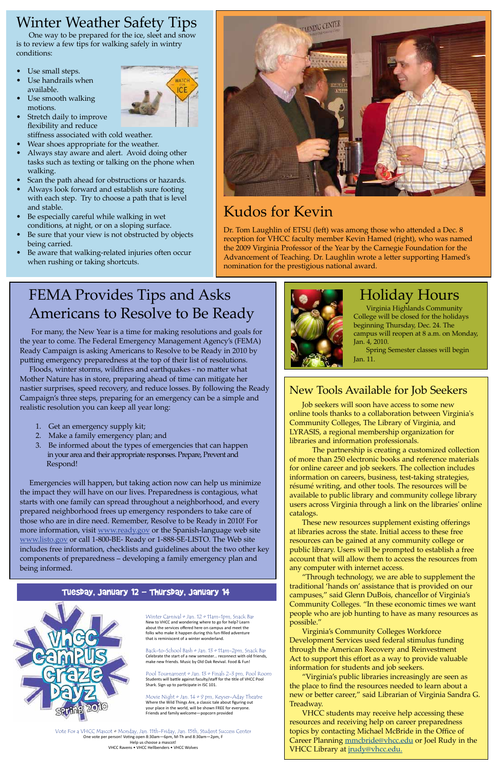# Winter Weather Safety Tips

One way to be prepared for the ice, sleet and snow is to review a few tips for walking safely in wintry conditions:

- Use small steps.
- Use handrails when available.
- Use smooth walking motions.
- Stretch daily to improve flexibility and reduce stiffness associated with cold weather.
- Wear shoes appropriate for the weather.
- Always stay aware and alert. Avoid doing other tasks such as texting or talking on the phone when walking.
- Scan the path ahead for obstructions or hazards.
- Always look forward and establish sure footing with each step. Try to choose a path that is level and stable.
- Be especially careful while walking in wet conditions, at night, or on a sloping surface.
- Be sure that your view is not obstructed by objects being carried.
- Be aware that walking-related injuries often occur when rushing or taking shortcuts.

# Kudos for Kevin

Dr. Tom Laughlin of ETSU (left) was among those who attended a Dec. 8 reception for VHCC faculty member Kevin Hamed (right), who was named the 2009 Virginia Professor of the Year by the Carnegie Foundation for the Advancement of Teaching. Dr. Laughlin wrote a letter supporting Hamed's nomination for the prestigious national award.

# FEMA Provides Tips and Asks Americans to Resolve to Be Ready

For many, the New Year is a time for making resolutions and goals for the year to come. The Federal Emergency Management Agency's (FEMA) Ready Campaign is asking Americans to Resolve to be Ready in 2010 by putting emergency preparedness at the top of their list of resolutions.

Floods, winter storms, wildfires and earthquakes - no matter what Mother Nature has in store, preparing ahead of time can mitigate her nastier surprises, speed recovery, and reduce losses. By following the Ready Campaign's three steps, preparing for an emergency can be a simple and realistic resolution you can keep all year long:

1. Get an emergency supply kit;
2. Make a family emergency plan; and
3. Be informed about the types of emergencies that can happen in your area and their appropriate responses. Prepare, Prevent and Respond!

Emergencies will happen, but taking action now can help us minimize the impact they will have on our lives. Preparedness is contagious, what starts with one family can spread throughout a neighborhood, and every prepared neighborhood frees up emergency responders to take care of those who are in dire need. Remember, Resolve to be Ready in 2010! For more information, visit www.ready.gov or the Spanish-language web site www.listo.gov or call 1-800-BE- Ready or 1-888-SE-LISTO. The Web site includes free information, checklists and guidelines about the two other key components of preparedness – developing a family emergency plan and being informed.

# Holiday Hours

Virginia Highlands Community College will be closed for the holidays beginning Thursday, Dec. 24. The campus will reopen at 8 a.m. on Monday, Jan. 4, 2010.

Spring Semester classes will begin Jan. 11.

## New Tools Available for Job Seekers

Job seekers will soon have access to some new online tools thanks to a collaboration between Virginia's Community Colleges, The Library of Virginia, and LYRASIS, a regional membership organization for libraries and information professionals.

The partnership is creating a customized collection of more than 250 electronic books and reference materials for online career and job seekers. The collection includes information on careers, business, test-taking strategies, résumé writing, and other tools. The resources will be available to public library and community college library users across Virginia through a link on the libraries' online catalogs.

These new resources supplement existing offerings at libraries across the state. Initial access to these free resources can be gained at any community college or public library. Users will be prompted to establish a free account that will allow them to access the resources from any computer with internet access.

"Through technology, we are able to supplement the traditional 'hands on' assistance that is provided on our campuses," said Glenn DuBois, chancellor of Virginia's Community Colleges. "In these economic times we want people who are job hunting to have as many resources as possible."

Virginia's Community Colleges Workforce Development Services used federal stimulus funding through the American Recovery and Reinvestment Act to support this effort as a way to provide valuable information for students and job seekers.

"Virginia's public libraries increasingly are seen as the place to find the resources needed to learn about a new or better career," said Librarian of Virginia Sandra G. Treadway.

VHCC students may receive help accessing these resources and receiving help on career preparedness topics by contacting Michael McBride in the Office of Career Planning mmcbride@vhcc.edu or Joel Rudy in the VHCC Library at jrudy@vhcc.edu.

## Tuesday, January 12 – Thursday, January 14

VHCC Campus Craze Dayz Spring 2010

Winter Carnival • Jan. 12 • 11am-1pm, Snack Bar
New to VHCC and wondering where to go for help? Learn about the services offered here on campus and meet the folks who make it happen during this fun-filled adventure that is reminiscent of a winter wonderland.

Back-to-School Bash • Jan. 13 • 11am-2pm, Snack Bar
Celebrate the start of a new semester... reconnect with old friends, make new friends. Music by Old Oak Revival. Food & Fun!

Pool Tournament • Jan. 13 • Finals 2-3 pm, Pool Room
Students will battle against faculty/staff for the title of VHCC Pool Shark. Sign up to participate in ISC 101.

Movie Night • Jan. 14 • 9 pm, Keyser-Aday Theatre
Where the Wild Things Are, a classic tale about figuring out your place in the world, will be shown FREE for everyone. Friends and family welcome—popcorn provided

Vote For a VHCC Mascot • Monday, Jan. 11th-Friday, Jan. 15th, Student Success Center
One vote per person! Voting open 8:30am—6pm, M-Th and 8:30am—2pm, F
Help us choose a mascot!
VHCC Ravens • VHCC Hellbenders • VHCC Wolves